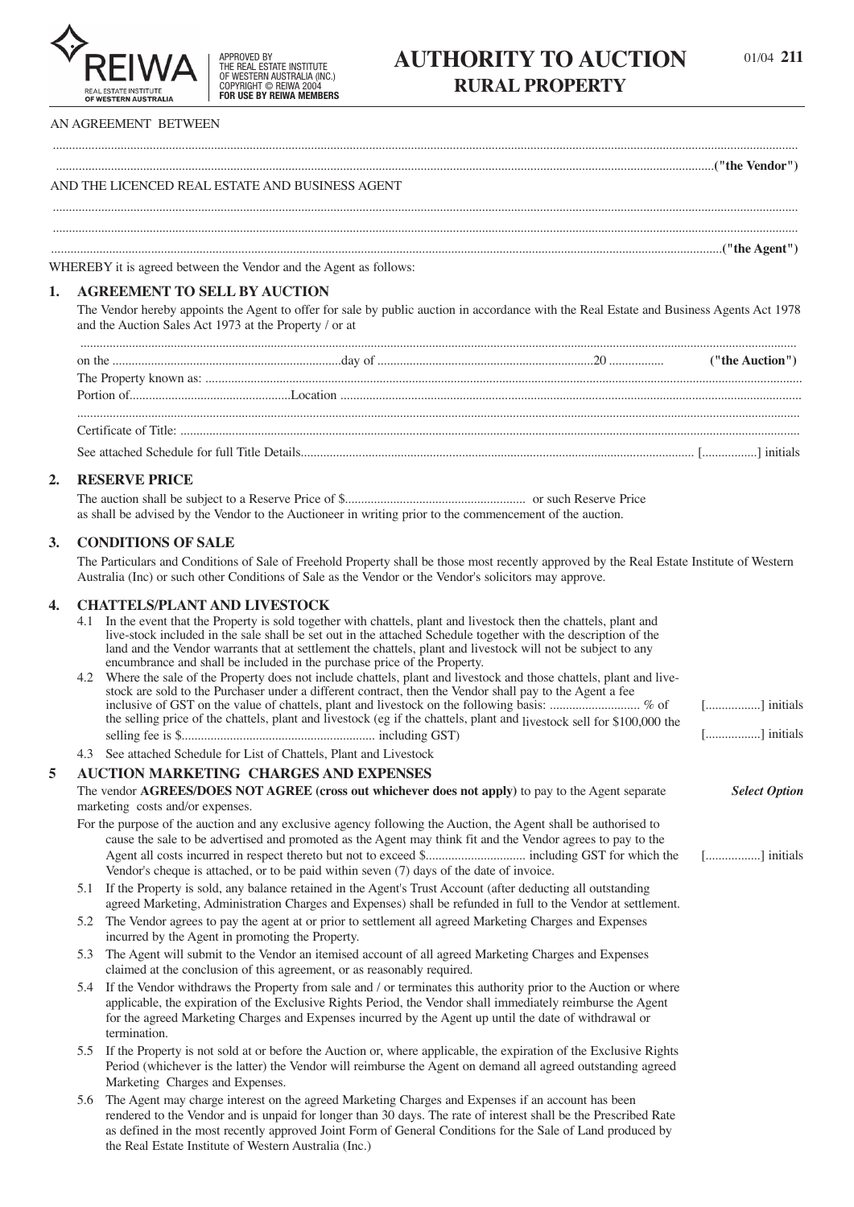REIWA

REAL ESTATE INSTITUTE OF WESTERN AUSTRALIA

APPROVED BY THE REAL ESTATE INSTITUTE OF WESTERN AUSTRALIA (INC.) COPYRIGHT © REIWA 2004 **FOR USE BY REIWA MEMBERS**

# AUTHORITY TO AUCTION
## RURAL PROPERTY

01/04 **211**

AN AGREEMENT BETWEEN

..............................................................................................................................................................................................................

..............................................................................................................................................................................................................**("the Vendor")**

AND THE LICENCED REAL ESTATE AND BUSINESS AGENT

..............................................................................................................................................................................................................

..............................................................................................................................................................................................................

..............................................................................................................................................................................................................**("the Agent")**

WHEREBY it is agreed between the Vendor and the Agent as follows:

### 1. AGREEMENT TO SELL BY AUCTION

The Vendor hereby appoints the Agent to offer for sale by public auction in accordance with the Real Estate and Business Agents Act 1978 and the Auction Sales Act 1973 at the Property / or at

..............................................................................................................................................................................................................

on the ........................................................................day of ....................................................................20 ................. **("the Auction")**

The Property known as: ..............................................................................................................................................................................

Portion of..................................................Location ..................................................................................................................................

..............................................................................................................................................................................................................

Certificate of Title: ......................................................................................................................................................................................

See attached Schedule for full Title Details......................................................................................................................... [................] initials

### 2. RESERVE PRICE

The auction shall be subject to a Reserve Price of $........................................................ or such Reserve Price as shall be advised by the Vendor to the Auctioneer in writing prior to the commencement of the auction.

### 3. CONDITIONS OF SALE

The Particulars and Conditions of Sale of Freehold Property shall be those most recently approved by the Real Estate Institute of Western Australia (Inc) or such other Conditions of Sale as the Vendor or the Vendor's solicitors may approve.

### 4. CHATTELS/PLANT AND LIVESTOCK

4.1 In the event that the Property is sold together with chattels, plant and livestock then the chattels, plant and live-stock included in the sale shall be set out in the attached Schedule together with the description of the land and the Vendor warrants that at settlement the chattels, plant and livestock will not be subject to any encumbrance and shall be included in the purchase price of the Property.

4.2 Where the sale of the Property does not include chattels, plant and livestock and those chattels, plant and live-stock are sold to the Purchaser under a different contract, then the Vendor shall pay to the Agent a fee inclusive of GST on the value of chattels, plant and livestock on the following basis: ............................ % of the selling price of the chattels, plant and livestock (eg if the chattels, plant and livestock sell for $100,000 the selling fee is $........................................................... including GST) [................] initials [................] initials

4.3 See attached Schedule for List of Chattels, Plant and Livestock

### 5 AUCTION MARKETING CHARGES AND EXPENSES

The vendor **AGREES/DOES NOT AGREE (cross out whichever does not apply)** to pay to the Agent separate marketing costs and/or expenses. ***Select Option***

For the purpose of the auction and any exclusive agency following the Auction, the Agent shall be authorised to cause the sale to be advertised and promoted as the Agent may think fit and the Vendor agrees to pay to the Agent all costs incurred in respect thereto but not to exceed $.............................. including GST for which the Vendor's cheque is attached, or to be paid within seven (7) days of the date of invoice. [................] initials

5.1 If the Property is sold, any balance retained in the Agent's Trust Account (after deducting all outstanding agreed Marketing, Administration Charges and Expenses) shall be refunded in full to the Vendor at settlement.

5.2 The Vendor agrees to pay the agent at or prior to settlement all agreed Marketing Charges and Expenses incurred by the Agent in promoting the Property.

5.3 The Agent will submit to the Vendor an itemised account of all agreed Marketing Charges and Expenses claimed at the conclusion of this agreement, or as reasonably required.

5.4 If the Vendor withdraws the Property from sale and / or terminates this authority prior to the Auction or where applicable, the expiration of the Exclusive Rights Period, the Vendor shall immediately reimburse the Agent for the agreed Marketing Charges and Expenses incurred by the Agent up until the date of withdrawal or termination.

5.5 If the Property is not sold at or before the Auction or, where applicable, the expiration of the Exclusive Rights Period (whichever is the latter) the Vendor will reimburse the Agent on demand all agreed outstanding agreed Marketing Charges and Expenses.

5.6 The Agent may charge interest on the agreed Marketing Charges and Expenses if an account has been rendered to the Vendor and is unpaid for longer than 30 days. The rate of interest shall be the Prescribed Rate as defined in the most recently approved Joint Form of General Conditions for the Sale of Land produced by the Real Estate Institute of Western Australia (Inc.)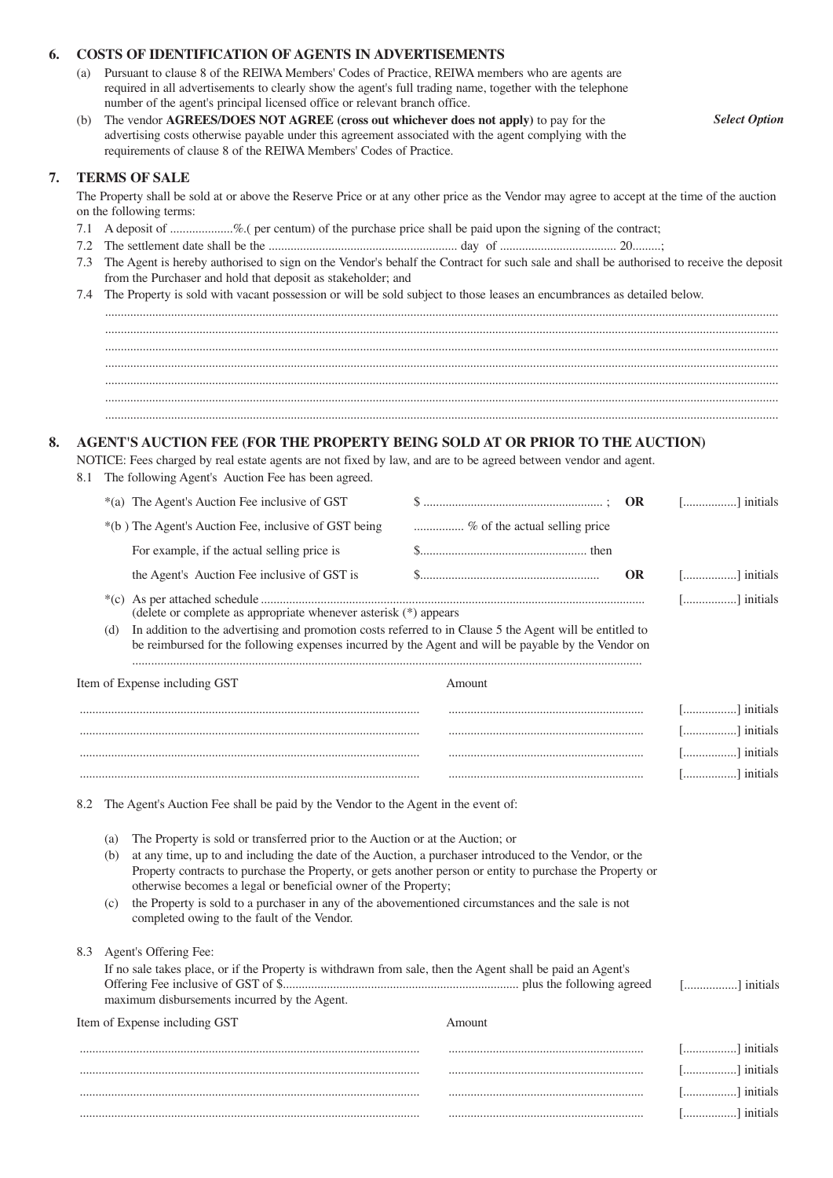## 6. COSTS OF IDENTIFICATION OF AGENTS IN ADVERTISEMENTS

(a) Pursuant to clause 8 of the REIWA Members' Codes of Practice, REIWA members who are agents are required in all advertisements to clearly show the agent's full trading name, together with the telephone number of the agent's principal licensed office or relevant branch office.

(b) The vendor **AGREES/DOES NOT AGREE (cross out whichever does not apply)** to pay for the advertising costs otherwise payable under this agreement associated with the agent complying with the requirements of clause 8 of the REIWA Members' Codes of Practice. ***Select Option***

## 7. TERMS OF SALE

The Property shall be sold at or above the Reserve Price or at any other price as the Vendor may agree to accept at the time of the auction on the following terms:

7.1 A deposit of ....................%.( per centum) of the purchase price shall be paid upon the signing of the contract;

7.2 The settlement date shall be the ........................................................... day of .................................... 20.........;

7.3 The Agent is hereby authorised to sign on the Vendor's behalf the Contract for such sale and shall be authorised to receive the deposit from the Purchaser and hold that deposit as stakeholder; and

7.4 The Property is sold with vacant possession or will be sold subject to those leases an encumbrances as detailed below.

..........................................................................................................................................................................................

..........................................................................................................................................................................................

..........................................................................................................................................................................................

..........................................................................................................................................................................................

..........................................................................................................................................................................................

..........................................................................................................................................................................................

..........................................................................................................................................................................................

## 8. AGENT'S AUCTION FEE (FOR THE PROPERTY BEING SOLD AT OR PRIOR TO THE AUCTION)

NOTICE: Fees charged by real estate agents are not fixed by law, and are to be agreed between vendor and agent.

8.1 The following Agent's Auction Fee has been agreed.

*(a) The Agent's Auction Fee inclusive of GST $ ......................................................... ; **OR** [.................] initials

*(b ) The Agent's Auction Fee, inclusive of GST being ............... % of the actual selling price

For example, if the actual selling price is $.................................................... then

the Agent's Auction Fee inclusive of GST is $......................................................... **OR** [.................] initials

*(c) As per attached schedule ........................................................................................................................ [.................] initials

(delete or complete as appropriate whenever asterisk (*) appears

(d) In addition to the advertising and promotion costs referred to in Clause 5 the Agent will be entitled to be reimbursed for the following expenses incurred by the Agent and will be payable by the Vendor on ..................................................................................................................................................

| Item of Expense including GST | Amount | |
|---|---|---|
| ........................................................................................... | ............................................................. | [.................] initials |
| ........................................................................................... | ............................................................. | [.................] initials |
| ........................................................................................... | ............................................................. | [.................] initials |
| ........................................................................................... | ............................................................. | [.................] initials |

8.2 The Agent's Auction Fee shall be paid by the Vendor to the Agent in the event of:

(a) The Property is sold or transferred prior to the Auction or at the Auction; or

(b) at any time, up to and including the date of the Auction, a purchaser introduced to the Vendor, or the Property contracts to purchase the Property, or gets another person or entity to purchase the Property or otherwise becomes a legal or beneficial owner of the Property;

(c) the Property is sold to a purchaser in any of the abovementioned circumstances and the sale is not completed owing to the fault of the Vendor.

8.3 Agent's Offering Fee:

If no sale takes place, or if the Property is withdrawn from sale, then the Agent shall be paid an Agent's Offering Fee inclusive of GST of $.......................................................................... plus the following agreed maximum disbursements incurred by the Agent. [.................] initials

| Item of Expense including GST | Amount | |
|---|---|---|
| ........................................................................................... | ............................................................. | [.................] initials |
| ........................................................................................... | ............................................................. | [.................] initials |
| ........................................................................................... | ............................................................. | [.................] initials |
| ........................................................................................... | ............................................................. | [.................] initials |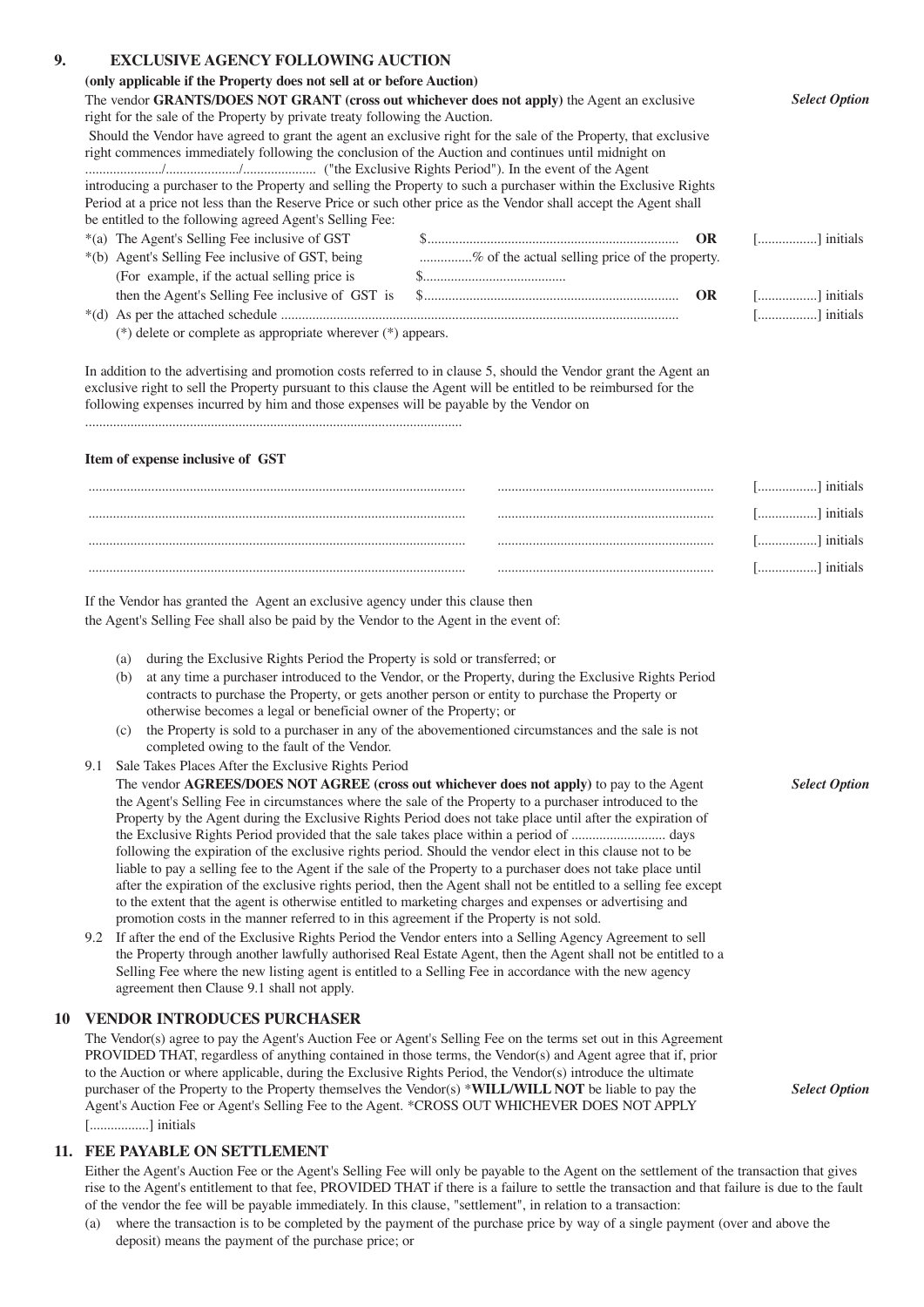## 9. EXCLUSIVE AGENCY FOLLOWING AUCTION

**(only applicable if the Property does not sell at or before Auction)**

The vendor **GRANTS/DOES NOT GRANT (cross out whichever does not apply)** the Agent an exclusive right for the sale of the Property by private treaty following the Auction. ***Select Option***

Should the Vendor have agreed to grant the agent an exclusive right for the sale of the Property, that exclusive right commences immediately following the conclusion of the Auction and continues until midnight on ....................../...................../.................... ("the Exclusive Rights Period"). In the event of the Agent introducing a purchaser to the Property and selling the Property to such a purchaser within the Exclusive Rights Period at a price not less than the Reserve Price or such other price as the Vendor shall accept the Agent shall be entitled to the following agreed Agent's Selling Fee:

*(a) The Agent's Selling Fee inclusive of GST $........................................................................ **OR** [.................] initials

*(b) Agent's Selling Fee inclusive of GST, being ..............% of the actual selling price of the property.
(For example, if the actual selling price is $.........................................
then the Agent's Selling Fee inclusive of GST is $........................................................................ **OR** [.................] initials

*(d) As per the attached schedule ................................................................................................................ [.................] initials

(*) delete or complete as appropriate wherever (*) appears.

In addition to the advertising and promotion costs referred to in clause 5, should the Vendor grant the Agent an exclusive right to sell the Property pursuant to this clause the Agent will be entitled to be reimbursed for the following expenses incurred by him and those expenses will be payable by the Vendor on ...........................................................................................................

**Item of expense inclusive of GST**

| | | |
|---|---|---|
| ........................................................................................... | ............................................................. | [.................] initials |
| ........................................................................................... | ............................................................. | [.................] initials |
| ........................................................................................... | ............................................................. | [.................] initials |
| ........................................................................................... | ............................................................. | [.................] initials |

If the Vendor has granted the Agent an exclusive agency under this clause then the Agent's Selling Fee shall also be paid by the Vendor to the Agent in the event of:

(a) during the Exclusive Rights Period the Property is sold or transferred; or

(b) at any time a purchaser introduced to the Vendor, or the Property, during the Exclusive Rights Period contracts to purchase the Property, or gets another person or entity to purchase the Property or otherwise becomes a legal or beneficial owner of the Property; or

(c) the Property is sold to a purchaser in any of the abovementioned circumstances and the sale is not completed owing to the fault of the Vendor.

9.1 Sale Takes Places After the Exclusive Rights Period

The vendor **AGREES/DOES NOT AGREE (cross out whichever does not apply)** to pay to the Agent the Agent's Selling Fee in circumstances where the sale of the Property to a purchaser introduced to the Property by the Agent during the Exclusive Rights Period does not take place until after the expiration of the Exclusive Rights Period provided that the sale takes place within a period of ........................... days following the expiration of the exclusive rights period. Should the vendor elect in this clause not to be liable to pay a selling fee to the Agent if the sale of the Property to a purchaser does not take place until after the expiration of the exclusive rights period, then the Agent shall not be entitled to a selling fee except to the extent that the agent is otherwise entitled to marketing charges and expenses or advertising and promotion costs in the manner referred to in this agreement if the Property is not sold. ***Select Option***

9.2 If after the end of the Exclusive Rights Period the Vendor enters into a Selling Agency Agreement to sell the Property through another lawfully authorised Real Estate Agent, then the Agent shall not be entitled to a Selling Fee where the new listing agent is entitled to a Selling Fee in accordance with the new agency agreement then Clause 9.1 shall not apply.

## 10 VENDOR INTRODUCES PURCHASER

The Vendor(s) agree to pay the Agent's Auction Fee or Agent's Selling Fee on the terms set out in this Agreement PROVIDED THAT, regardless of anything contained in those terms, the Vendor(s) and Agent agree that if, prior to the Auction or where applicable, during the Exclusive Rights Period, the Vendor(s) introduce the ultimate purchaser of the Property to the Property themselves the Vendor(s) ***WILL/WILL NOT** be liable to pay the Agent's Auction Fee or Agent's Selling Fee to the Agent. *CROSS OUT WHICHEVER DOES NOT APPLY ***Select Option***
[.................] initials

## 11. FEE PAYABLE ON SETTLEMENT

Either the Agent's Auction Fee or the Agent's Selling Fee will only be payable to the Agent on the settlement of the transaction that gives rise to the Agent's entitlement to that fee, PROVIDED THAT if there is a failure to settle the transaction and that failure is due to the fault of the vendor the fee will be payable immediately. In this clause, "settlement", in relation to a transaction:

(a) where the transaction is to be completed by the payment of the purchase price by way of a single payment (over and above the deposit) means the payment of the purchase price; or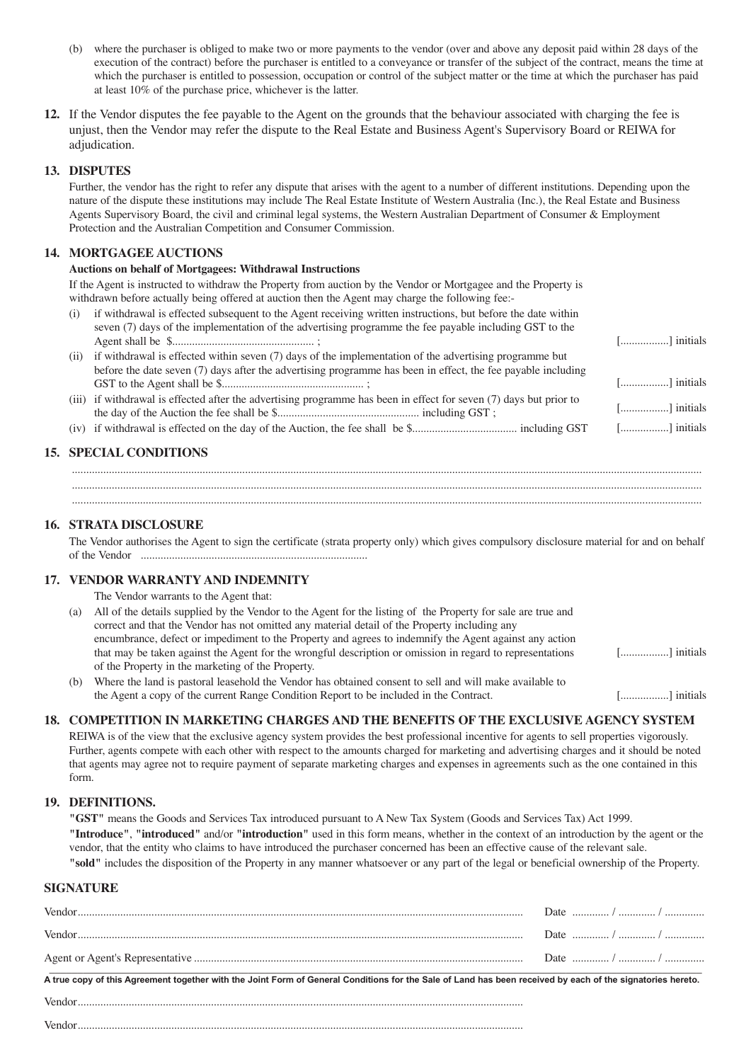(b) where the purchaser is obliged to make two or more payments to the vendor (over and above any deposit paid within 28 days of the execution of the contract) before the purchaser is entitled to a conveyance or transfer of the subject of the contract, means the time at which the purchaser is entitled to possession, occupation or control of the subject matter or the time at which the purchaser has paid at least 10% of the purchase price, whichever is the latter.

**12.** If the Vendor disputes the fee payable to the Agent on the grounds that the behaviour associated with charging the fee is unjust, then the Vendor may refer the dispute to the Real Estate and Business Agent's Supervisory Board or REIWA for adjudication.

## 13. DISPUTES

Further, the vendor has the right to refer any dispute that arises with the agent to a number of different institutions. Depending upon the nature of the dispute these institutions may include The Real Estate Institute of Western Australia (Inc.), the Real Estate and Business Agents Supervisory Board, the civil and criminal legal systems, the Western Australian Department of Consumer & Employment Protection and the Australian Competition and Consumer Commission.

## 14. MORTGAGEE AUCTIONS

**Auctions on behalf of Mortgagees: Withdrawal Instructions**

If the Agent is instructed to withdraw the Property from auction by the Vendor or Mortgagee and the Property is withdrawn before actually being offered at auction then the Agent may charge the following fee:-

(i) if withdrawal is effected subsequent to the Agent receiving written instructions, but before the date within seven (7) days of the implementation of the advertising programme the fee payable including GST to the Agent shall be $................................................. ; [................] initials

(ii) if withdrawal is effected within seven (7) days of the implementation of the advertising programme but before the date seven (7) days after the advertising programme has been in effect, the fee payable including GST to the Agent shall be $................................................. ; [................] initials

(iii) if withdrawal is effected after the advertising programme has been in effect for seven (7) days but prior to the day of the Auction the fee shall be $................................................. including GST ; [................] initials

(iv) if withdrawal is effected on the day of the Auction, the fee shall be $.................................... including GST [................] initials

## 15. SPECIAL CONDITIONS

..........................................................................................................................................................................................................

..........................................................................................................................................................................................................

..........................................................................................................................................................................................................

## 16. STRATA DISCLOSURE

The Vendor authorises the Agent to sign the certificate (strata property only) which gives compulsory disclosure material for and on behalf of the Vendor ...............................................................................

## 17. VENDOR WARRANTY AND INDEMNITY

The Vendor warrants to the Agent that:

(a) All of the details supplied by the Vendor to the Agent for the listing of the Property for sale are true and correct and that the Vendor has not omitted any material detail of the Property including any encumbrance, defect or impediment to the Property and agrees to indemnify the Agent against any action that may be taken against the Agent for the wrongful description or omission in regard to representations of the Property in the marketing of the Property. [................] initials

(b) Where the land is pastoral leasehold the Vendor has obtained consent to sell and will make available to the Agent a copy of the current Range Condition Report to be included in the Contract. [................] initials

## 18. COMPETITION IN MARKETING CHARGES AND THE BENEFITS OF THE EXCLUSIVE AGENCY SYSTEM

REIWA is of the view that the exclusive agency system provides the best professional incentive for agents to sell properties vigorously. Further, agents compete with each other with respect to the amounts charged for marketing and advertising charges and it should be noted that agents may agree not to require payment of separate marketing charges and expenses in agreements such as the one contained in this form.

## 19. DEFINITIONS.

**"GST"** means the Goods and Services Tax introduced pursuant to A New Tax System (Goods and Services Tax) Act 1999.

**"Introduce"**, **"introduced"** and/or **"introduction"** used in this form means, whether in the context of an introduction by the agent or the vendor, that the entity who claims to have introduced the purchaser concerned has been an effective cause of the relevant sale.

**"sold"** includes the disposition of the Property in any manner whatsoever or any part of the legal or beneficial ownership of the Property.

## SIGNATURE

Vendor.......................................................................................................................................... Date ............ / ............ / .............

Vendor.......................................................................................................................................... Date ............ / ............ / .............

Agent or Agent's Representative .................................................................................................. Date ............ / ............ / .............

**A true copy of this Agreement together with the Joint Form of General Conditions for the Sale of Land has been received by each of the signatories hereto.**

Vendor..........................................................................................................................................

Vendor..........................................................................................................................................